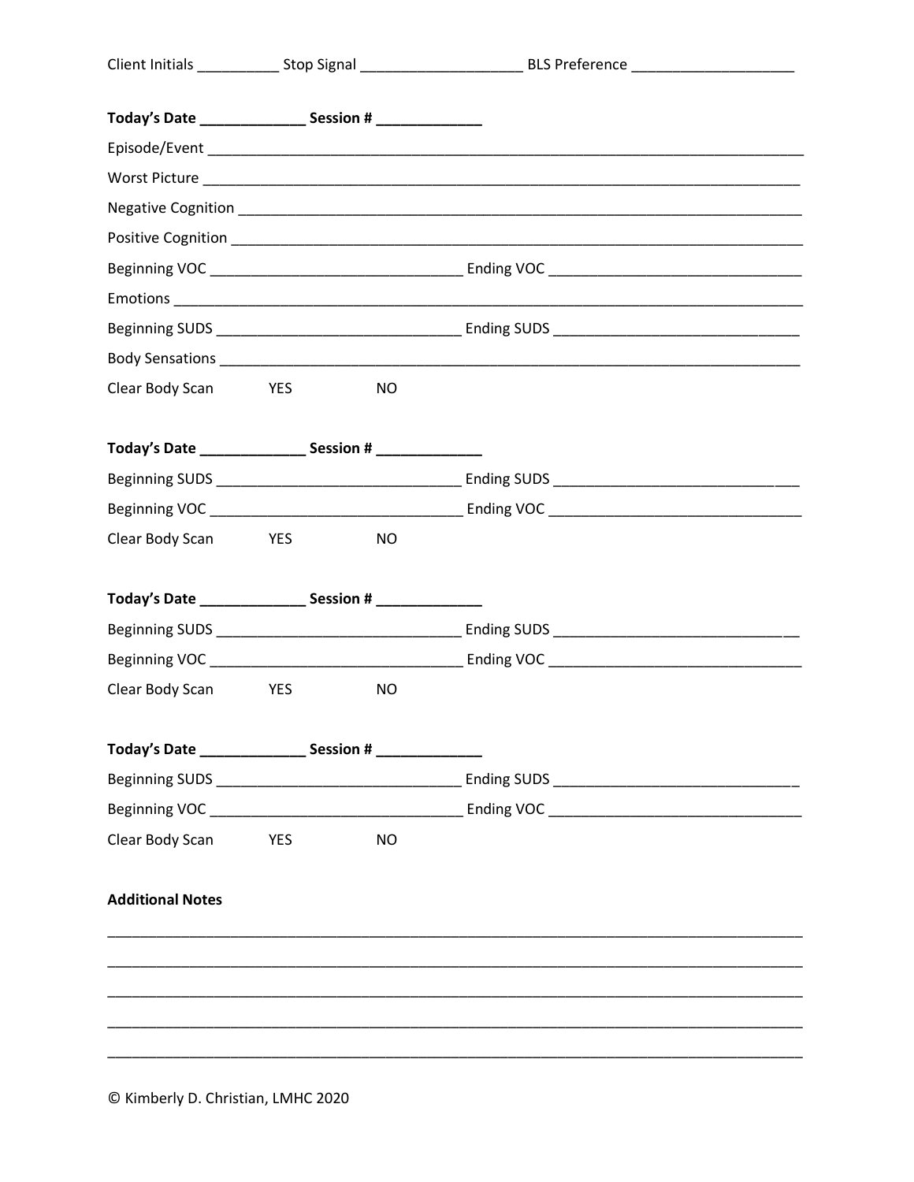Client Initials __________ Stop Signal ____________________ BLS Preference ____________________

**Today's Date _____________ Session # _____________**

Episode/Event ________________________________________________________________________________

Worst Picture ________________________________________________________________________________

Negative Cognition ___________________________________________________________________________

Positive Cognition ___________________________________________________________________________

Beginning VOC ________________________________ Ending VOC ________________________________

Emotions ____________________________________________________________________________________

Beginning SUDS _______________________________ Ending SUDS _______________________________

Body Sensations ______________________________________________________________________________

Clear Body Scan YES NO

**Today's Date _____________ Session # _____________**

Beginning SUDS _______________________________ Ending SUDS _______________________________

Beginning VOC ________________________________ Ending VOC ________________________________

Clear Body Scan YES NO

**Today's Date _____________ Session # _____________**

Beginning SUDS _______________________________ Ending SUDS _______________________________

Beginning VOC ________________________________ Ending VOC ________________________________

Clear Body Scan YES NO

**Today's Date _____________ Session # _____________**

Beginning SUDS _______________________________ Ending SUDS _______________________________

Beginning VOC ________________________________ Ending VOC ________________________________

Clear Body Scan YES NO

**Additional Notes**

_____________________________________________________________________________________________

_____________________________________________________________________________________________

_____________________________________________________________________________________________

_____________________________________________________________________________________________

_____________________________________________________________________________________________

© Kimberly D. Christian, LMHC 2020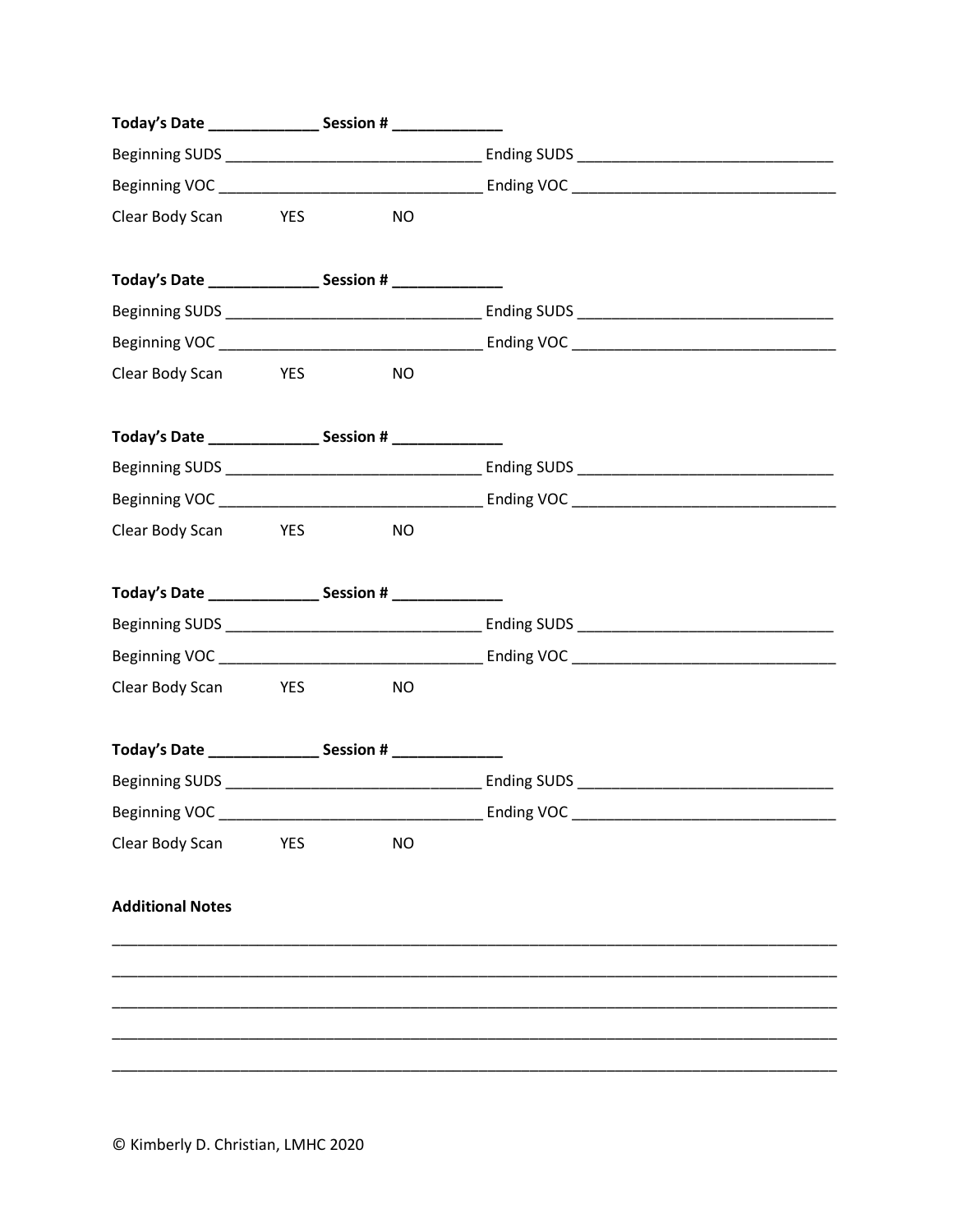**Today's Date \_\_\_\_\_\_\_\_\_\_\_\_\_ Session # \_\_\_\_\_\_\_\_\_\_\_\_\_**

Beginning SUDS \_\_\_\_\_\_\_\_\_\_\_\_\_\_\_\_\_\_\_\_\_\_\_\_\_\_\_\_\_\_ Ending SUDS \_\_\_\_\_\_\_\_\_\_\_\_\_\_\_\_\_\_\_\_\_\_\_\_\_\_\_\_\_\_

Beginning VOC \_\_\_\_\_\_\_\_\_\_\_\_\_\_\_\_\_\_\_\_\_\_\_\_\_\_\_\_\_\_ Ending VOC \_\_\_\_\_\_\_\_\_\_\_\_\_\_\_\_\_\_\_\_\_\_\_\_\_\_\_\_\_\_

Clear Body Scan YES NO

**Today's Date \_\_\_\_\_\_\_\_\_\_\_\_\_ Session # \_\_\_\_\_\_\_\_\_\_\_\_\_**

Beginning SUDS \_\_\_\_\_\_\_\_\_\_\_\_\_\_\_\_\_\_\_\_\_\_\_\_\_\_\_\_\_\_ Ending SUDS \_\_\_\_\_\_\_\_\_\_\_\_\_\_\_\_\_\_\_\_\_\_\_\_\_\_\_\_\_\_

Beginning VOC \_\_\_\_\_\_\_\_\_\_\_\_\_\_\_\_\_\_\_\_\_\_\_\_\_\_\_\_\_\_ Ending VOC \_\_\_\_\_\_\_\_\_\_\_\_\_\_\_\_\_\_\_\_\_\_\_\_\_\_\_\_\_\_

Clear Body Scan YES NO

**Today's Date \_\_\_\_\_\_\_\_\_\_\_\_\_ Session # \_\_\_\_\_\_\_\_\_\_\_\_\_**

Beginning SUDS \_\_\_\_\_\_\_\_\_\_\_\_\_\_\_\_\_\_\_\_\_\_\_\_\_\_\_\_\_\_ Ending SUDS \_\_\_\_\_\_\_\_\_\_\_\_\_\_\_\_\_\_\_\_\_\_\_\_\_\_\_\_\_\_

Beginning VOC \_\_\_\_\_\_\_\_\_\_\_\_\_\_\_\_\_\_\_\_\_\_\_\_\_\_\_\_\_\_ Ending VOC \_\_\_\_\_\_\_\_\_\_\_\_\_\_\_\_\_\_\_\_\_\_\_\_\_\_\_\_\_\_

Clear Body Scan YES NO

**Today's Date \_\_\_\_\_\_\_\_\_\_\_\_\_ Session # \_\_\_\_\_\_\_\_\_\_\_\_\_**

Beginning SUDS \_\_\_\_\_\_\_\_\_\_\_\_\_\_\_\_\_\_\_\_\_\_\_\_\_\_\_\_\_\_ Ending SUDS \_\_\_\_\_\_\_\_\_\_\_\_\_\_\_\_\_\_\_\_\_\_\_\_\_\_\_\_\_\_

Beginning VOC \_\_\_\_\_\_\_\_\_\_\_\_\_\_\_\_\_\_\_\_\_\_\_\_\_\_\_\_\_\_ Ending VOC \_\_\_\_\_\_\_\_\_\_\_\_\_\_\_\_\_\_\_\_\_\_\_\_\_\_\_\_\_\_

Clear Body Scan YES NO

**Today's Date \_\_\_\_\_\_\_\_\_\_\_\_\_ Session # \_\_\_\_\_\_\_\_\_\_\_\_\_**

Beginning SUDS \_\_\_\_\_\_\_\_\_\_\_\_\_\_\_\_\_\_\_\_\_\_\_\_\_\_\_\_\_\_ Ending SUDS \_\_\_\_\_\_\_\_\_\_\_\_\_\_\_\_\_\_\_\_\_\_\_\_\_\_\_\_\_\_

Beginning VOC \_\_\_\_\_\_\_\_\_\_\_\_\_\_\_\_\_\_\_\_\_\_\_\_\_\_\_\_\_\_ Ending VOC \_\_\_\_\_\_\_\_\_\_\_\_\_\_\_\_\_\_\_\_\_\_\_\_\_\_\_\_\_\_

Clear Body Scan YES NO

**Additional Notes**

\_\_\_\_\_\_\_\_\_\_\_\_\_\_\_\_\_\_\_\_\_\_\_\_\_\_\_\_\_\_\_\_\_\_\_\_\_\_\_\_\_\_\_\_\_\_\_\_\_\_\_\_\_\_\_\_\_\_\_\_\_\_\_\_\_\_\_\_\_\_\_\_\_\_\_\_

\_\_\_\_\_\_\_\_\_\_\_\_\_\_\_\_\_\_\_\_\_\_\_\_\_\_\_\_\_\_\_\_\_\_\_\_\_\_\_\_\_\_\_\_\_\_\_\_\_\_\_\_\_\_\_\_\_\_\_\_\_\_\_\_\_\_\_\_\_\_\_\_\_\_\_\_

\_\_\_\_\_\_\_\_\_\_\_\_\_\_\_\_\_\_\_\_\_\_\_\_\_\_\_\_\_\_\_\_\_\_\_\_\_\_\_\_\_\_\_\_\_\_\_\_\_\_\_\_\_\_\_\_\_\_\_\_\_\_\_\_\_\_\_\_\_\_\_\_\_\_\_\_

\_\_\_\_\_\_\_\_\_\_\_\_\_\_\_\_\_\_\_\_\_\_\_\_\_\_\_\_\_\_\_\_\_\_\_\_\_\_\_\_\_\_\_\_\_\_\_\_\_\_\_\_\_\_\_\_\_\_\_\_\_\_\_\_\_\_\_\_\_\_\_\_\_\_\_\_

\_\_\_\_\_\_\_\_\_\_\_\_\_\_\_\_\_\_\_\_\_\_\_\_\_\_\_\_\_\_\_\_\_\_\_\_\_\_\_\_\_\_\_\_\_\_\_\_\_\_\_\_\_\_\_\_\_\_\_\_\_\_\_\_\_\_\_\_\_\_\_\_\_\_\_\_

© Kimberly D. Christian, LMHC 2020